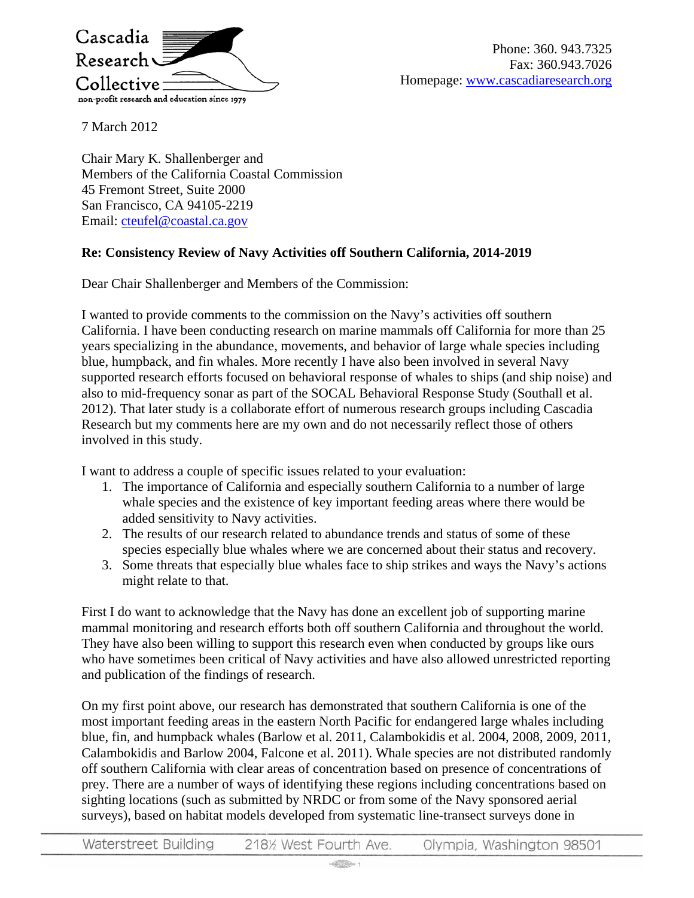Cascadia Research Collective

non-profit research and education since 1979

Phone: 360. 943.7325
Fax: 360.943.7026
Homepage: www.cascadiaresearch.org

7 March 2012

Chair Mary K. Shallenberger and
Members of the California Coastal Commission
45 Fremont Street, Suite 2000
San Francisco, CA 94105-2219
Email: cteufel@coastal.ca.gov

**Re: Consistency Review of Navy Activities off Southern California, 2014-2019**

Dear Chair Shallenberger and Members of the Commission:

I wanted to provide comments to the commission on the Navy's activities off southern California. I have been conducting research on marine mammals off California for more than 25 years specializing in the abundance, movements, and behavior of large whale species including blue, humpback, and fin whales. More recently I have also been involved in several Navy supported research efforts focused on behavioral response of whales to ships (and ship noise) and also to mid-frequency sonar as part of the SOCAL Behavioral Response Study (Southall et al. 2012). That later study is a collaborate effort of numerous research groups including Cascadia Research but my comments here are my own and do not necessarily reflect those of others involved in this study.

I want to address a couple of specific issues related to your evaluation:

1. The importance of California and especially southern California to a number of large whale species and the existence of key important feeding areas where there would be added sensitivity to Navy activities.
2. The results of our research related to abundance trends and status of some of these species especially blue whales where we are concerned about their status and recovery.
3. Some threats that especially blue whales face to ship strikes and ways the Navy's actions might relate to that.

First I do want to acknowledge that the Navy has done an excellent job of supporting marine mammal monitoring and research efforts both off southern California and throughout the world. They have also been willing to support this research even when conducted by groups like ours who have sometimes been critical of Navy activities and have also allowed unrestricted reporting and publication of the findings of research.

On my first point above, our research has demonstrated that southern California is one of the most important feeding areas in the eastern North Pacific for endangered large whales including blue, fin, and humpback whales (Barlow et al. 2011, Calambokidis et al. 2004, 2008, 2009, 2011, Calambokidis and Barlow 2004, Falcone et al. 2011). Whale species are not distributed randomly off southern California with clear areas of concentration based on presence of concentrations of prey. There are a number of ways of identifying these regions including concentrations based on sighting locations (such as submitted by NRDC or from some of the Navy sponsored aerial surveys), based on habitat models developed from systematic line-transect surveys done in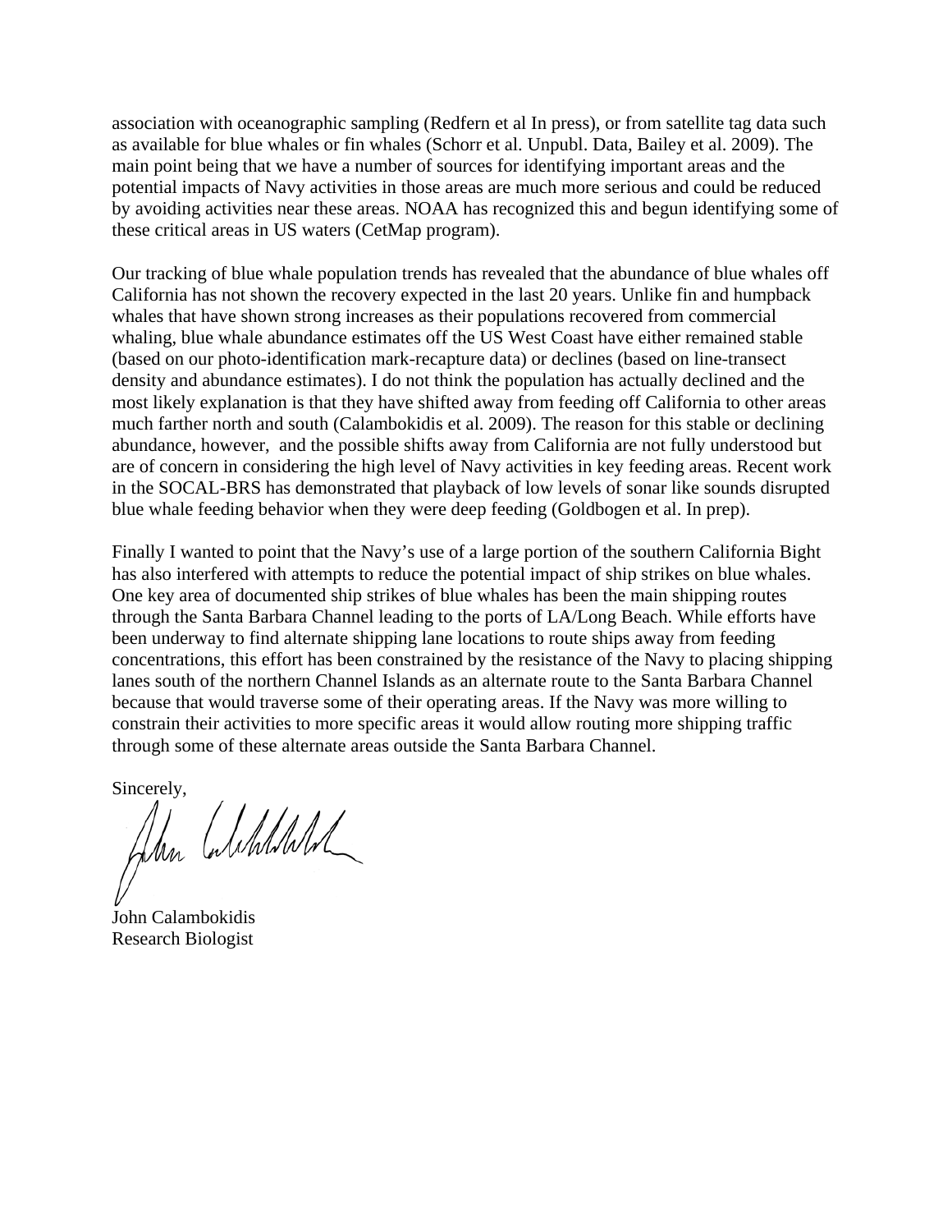association with oceanographic sampling (Redfern et al In press), or from satellite tag data such as available for blue whales or fin whales (Schorr et al. Unpubl. Data, Bailey et al. 2009). The main point being that we have a number of sources for identifying important areas and the potential impacts of Navy activities in those areas are much more serious and could be reduced by avoiding activities near these areas. NOAA has recognized this and begun identifying some of these critical areas in US waters (CetMap program).

Our tracking of blue whale population trends has revealed that the abundance of blue whales off California has not shown the recovery expected in the last 20 years. Unlike fin and humpback whales that have shown strong increases as their populations recovered from commercial whaling, blue whale abundance estimates off the US West Coast have either remained stable (based on our photo-identification mark-recapture data) or declines (based on line-transect density and abundance estimates). I do not think the population has actually declined and the most likely explanation is that they have shifted away from feeding off California to other areas much farther north and south (Calambokidis et al. 2009). The reason for this stable or declining abundance, however, and the possible shifts away from California are not fully understood but are of concern in considering the high level of Navy activities in key feeding areas. Recent work in the SOCAL-BRS has demonstrated that playback of low levels of sonar like sounds disrupted blue whale feeding behavior when they were deep feeding (Goldbogen et al. In prep).

Finally I wanted to point that the Navy's use of a large portion of the southern California Bight has also interfered with attempts to reduce the potential impact of ship strikes on blue whales. One key area of documented ship strikes of blue whales has been the main shipping routes through the Santa Barbara Channel leading to the ports of LA/Long Beach. While efforts have been underway to find alternate shipping lane locations to route ships away from feeding concentrations, this effort has been constrained by the resistance of the Navy to placing shipping lanes south of the northern Channel Islands as an alternate route to the Santa Barbara Channel because that would traverse some of their operating areas. If the Navy was more willing to constrain their activities to more specific areas it would allow routing more shipping traffic through some of these alternate areas outside the Santa Barbara Channel.

Sincerely,

John Calambokidis
Research Biologist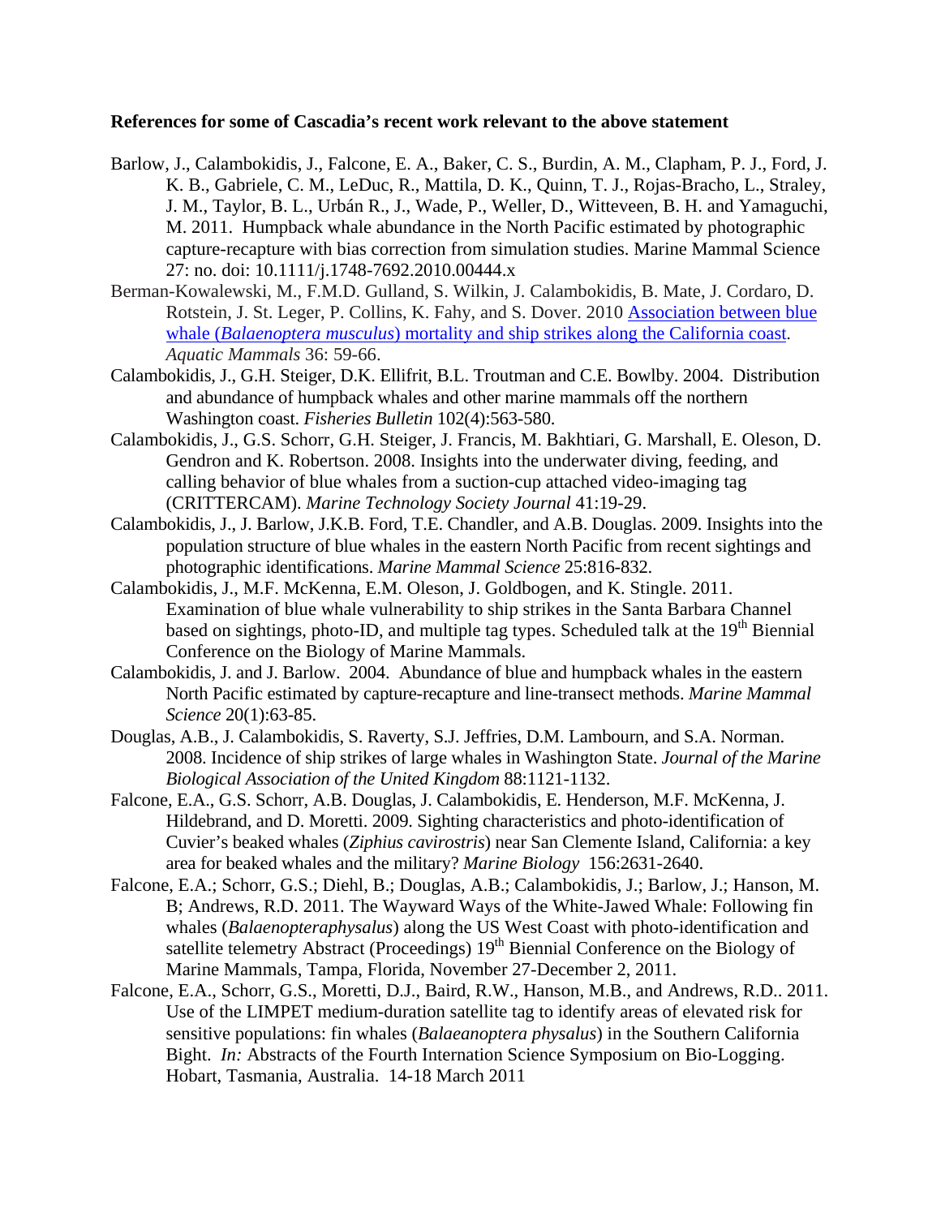**References for some of Cascadia's recent work relevant to the above statement**

Barlow, J., Calambokidis, J., Falcone, E. A., Baker, C. S., Burdin, A. M., Clapham, P. J., Ford, J. K. B., Gabriele, C. M., LeDuc, R., Mattila, D. K., Quinn, T. J., Rojas-Bracho, L., Straley, J. M., Taylor, B. L., Urbán R., J., Wade, P., Weller, D., Witteveen, B. H. and Yamaguchi, M. 2011. Humpback whale abundance in the North Pacific estimated by photographic capture-recapture with bias correction from simulation studies. Marine Mammal Science 27: no. doi: 10.1111/j.1748-7692.2010.00444.x

Berman-Kowalewski, M., F.M.D. Gulland, S. Wilkin, J. Calambokidis, B. Mate, J. Cordaro, D. Rotstein, J. St. Leger, P. Collins, K. Fahy, and S. Dover. 2010 Association between blue whale (*Balaenoptera musculus*) mortality and ship strikes along the California coast. *Aquatic Mammals* 36: 59-66.

Calambokidis, J., G.H. Steiger, D.K. Ellifrit, B.L. Troutman and C.E. Bowlby. 2004. Distribution and abundance of humpback whales and other marine mammals off the northern Washington coast. *Fisheries Bulletin* 102(4):563-580.

Calambokidis, J., G.S. Schorr, G.H. Steiger, J. Francis, M. Bakhtiari, G. Marshall, E. Oleson, D. Gendron and K. Robertson. 2008. Insights into the underwater diving, feeding, and calling behavior of blue whales from a suction-cup attached video-imaging tag (CRITTERCAM). *Marine Technology Society Journal* 41:19-29.

Calambokidis, J., J. Barlow, J.K.B. Ford, T.E. Chandler, and A.B. Douglas. 2009. Insights into the population structure of blue whales in the eastern North Pacific from recent sightings and photographic identifications. *Marine Mammal Science* 25:816-832.

Calambokidis, J., M.F. McKenna, E.M. Oleson, J. Goldbogen, and K. Stingle. 2011. Examination of blue whale vulnerability to ship strikes in the Santa Barbara Channel based on sightings, photo-ID, and multiple tag types. Scheduled talk at the 19th Biennial Conference on the Biology of Marine Mammals.

Calambokidis, J. and J. Barlow. 2004. Abundance of blue and humpback whales in the eastern North Pacific estimated by capture-recapture and line-transect methods. *Marine Mammal Science* 20(1):63-85.

Douglas, A.B., J. Calambokidis, S. Raverty, S.J. Jeffries, D.M. Lambourn, and S.A. Norman. 2008. Incidence of ship strikes of large whales in Washington State. *Journal of the Marine Biological Association of the United Kingdom* 88:1121-1132.

Falcone, E.A., G.S. Schorr, A.B. Douglas, J. Calambokidis, E. Henderson, M.F. McKenna, J. Hildebrand, and D. Moretti. 2009. Sighting characteristics and photo-identification of Cuvier's beaked whales (*Ziphius cavirostris*) near San Clemente Island, California: a key area for beaked whales and the military? *Marine Biology* 156:2631-2640.

Falcone, E.A.; Schorr, G.S.; Diehl, B.; Douglas, A.B.; Calambokidis, J.; Barlow, J.; Hanson, M. B; Andrews, R.D. 2011. The Wayward Ways of the White-Jawed Whale: Following fin whales (*Balaenopteraphysalus*) along the US West Coast with photo-identification and satellite telemetry Abstract (Proceedings) 19th Biennial Conference on the Biology of Marine Mammals, Tampa, Florida, November 27-December 2, 2011.

Falcone, E.A., Schorr, G.S., Moretti, D.J., Baird, R.W., Hanson, M.B., and Andrews, R.D.. 2011. Use of the LIMPET medium-duration satellite tag to identify areas of elevated risk for sensitive populations: fin whales (*Balaeanoptera physalus*) in the Southern California Bight. *In:* Abstracts of the Fourth Internation Science Symposium on Bio-Logging. Hobart, Tasmania, Australia. 14-18 March 2011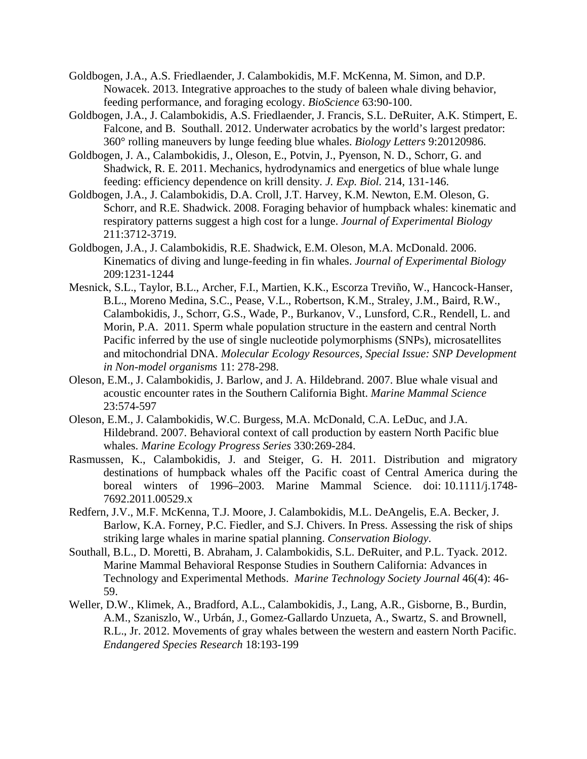Goldbogen, J.A., A.S. Friedlaender, J. Calambokidis, M.F. McKenna, M. Simon, and D.P. Nowacek. 2013. Integrative approaches to the study of baleen whale diving behavior, feeding performance, and foraging ecology. *BioScience* 63:90-100.

Goldbogen, J.A., J. Calambokidis, A.S. Friedlaender, J. Francis, S.L. DeRuiter, A.K. Stimpert, E. Falcone, and B. Southall. 2012. Underwater acrobatics by the world's largest predator: 360° rolling maneuvers by lunge feeding blue whales. *Biology Letters* 9:20120986.

Goldbogen, J. A., Calambokidis, J., Oleson, E., Potvin, J., Pyenson, N. D., Schorr, G. and Shadwick, R. E. 2011. Mechanics, hydrodynamics and energetics of blue whale lunge feeding: efficiency dependence on krill density. *J. Exp. Biol.* 214, 131-146.

Goldbogen, J.A., J. Calambokidis, D.A. Croll, J.T. Harvey, K.M. Newton, E.M. Oleson, G. Schorr, and R.E. Shadwick. 2008. Foraging behavior of humpback whales: kinematic and respiratory patterns suggest a high cost for a lunge. *Journal of Experimental Biology* 211:3712-3719.

Goldbogen, J.A., J. Calambokidis, R.E. Shadwick, E.M. Oleson, M.A. McDonald. 2006. Kinematics of diving and lunge-feeding in fin whales. *Journal of Experimental Biology* 209:1231-1244

Mesnick, S.L., Taylor, B.L., Archer, F.I., Martien, K.K., Escorza Treviño, W., Hancock-Hanser, B.L., Moreno Medina, S.C., Pease, V.L., Robertson, K.M., Straley, J.M., Baird, R.W., Calambokidis, J., Schorr, G.S., Wade, P., Burkanov, V., Lunsford, C.R., Rendell, L. and Morin, P.A. 2011. Sperm whale population structure in the eastern and central North Pacific inferred by the use of single nucleotide polymorphisms (SNPs), microsatellites and mitochondrial DNA. *Molecular Ecology Resources, Special Issue: SNP Development in Non-model organisms* 11: 278-298.

Oleson, E.M., J. Calambokidis, J. Barlow, and J. A. Hildebrand. 2007. Blue whale visual and acoustic encounter rates in the Southern California Bight. *Marine Mammal Science* 23:574-597

Oleson, E.M., J. Calambokidis, W.C. Burgess, M.A. McDonald, C.A. LeDuc, and J.A. Hildebrand. 2007. Behavioral context of call production by eastern North Pacific blue whales. *Marine Ecology Progress Series* 330:269-284.

Rasmussen, K., Calambokidis, J. and Steiger, G. H. 2011. Distribution and migratory destinations of humpback whales off the Pacific coast of Central America during the boreal winters of 1996–2003. Marine Mammal Science. doi: 10.1111/j.1748-7692.2011.00529.x

Redfern, J.V., M.F. McKenna, T.J. Moore, J. Calambokidis, M.L. DeAngelis, E.A. Becker, J. Barlow, K.A. Forney, P.C. Fiedler, and S.J. Chivers. In Press. Assessing the risk of ships striking large whales in marine spatial planning. *Conservation Biology*.

Southall, B.L., D. Moretti, B. Abraham, J. Calambokidis, S.L. DeRuiter, and P.L. Tyack. 2012. Marine Mammal Behavioral Response Studies in Southern California: Advances in Technology and Experimental Methods. *Marine Technology Society Journal* 46(4): 46-59.

Weller, D.W., Klimek, A., Bradford, A.L., Calambokidis, J., Lang, A.R., Gisborne, B., Burdin, A.M., Szaniszlo, W., Urbán, J., Gomez-Gallardo Unzueta, A., Swartz, S. and Brownell, R.L., Jr. 2012. Movements of gray whales between the western and eastern North Pacific. *Endangered Species Research* 18:193-199